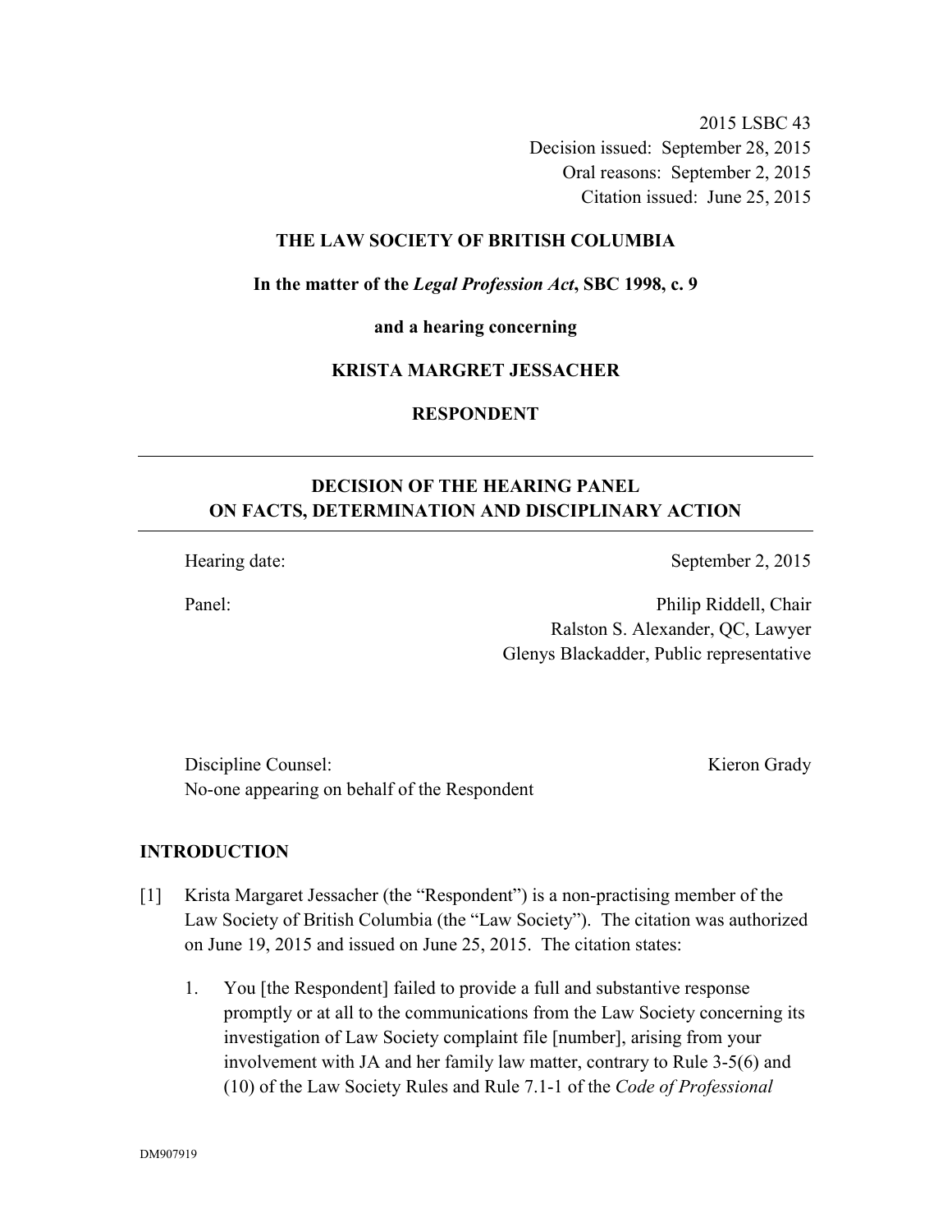2015 LSBC 43
Decision issued: September 28, 2015
Oral reasons: September 2, 2015
Citation issued: June 25, 2015

**THE LAW SOCIETY OF BRITISH COLUMBIA**

**In the matter of the *Legal Profession Act*, SBC 1998, c. 9**

**and a hearing concerning**

**KRISTA MARGRET JESSACHER**

**RESPONDENT**

---

## DECISION OF THE HEARING PANEL ON FACTS, DETERMINATION AND DISCIPLINARY ACTION

---

Hearing date: September 2, 2015

Panel: Philip Riddell, Chair
Ralston S. Alexander, QC, Lawyer
Glenys Blackadder, Public representative

Discipline Counsel: Kieron Grady
No-one appearing on behalf of the Respondent

## INTRODUCTION

[1] Krista Margaret Jessacher (the "Respondent") is a non-practising member of the Law Society of British Columbia (the "Law Society"). The citation was authorized on June 19, 2015 and issued on June 25, 2015. The citation states:

1. You [the Respondent] failed to provide a full and substantive response promptly or at all to the communications from the Law Society concerning its investigation of Law Society complaint file [number], arising from your involvement with JA and her family law matter, contrary to Rule 3-5(6) and (10) of the Law Society Rules and Rule 7.1-1 of the *Code of Professional*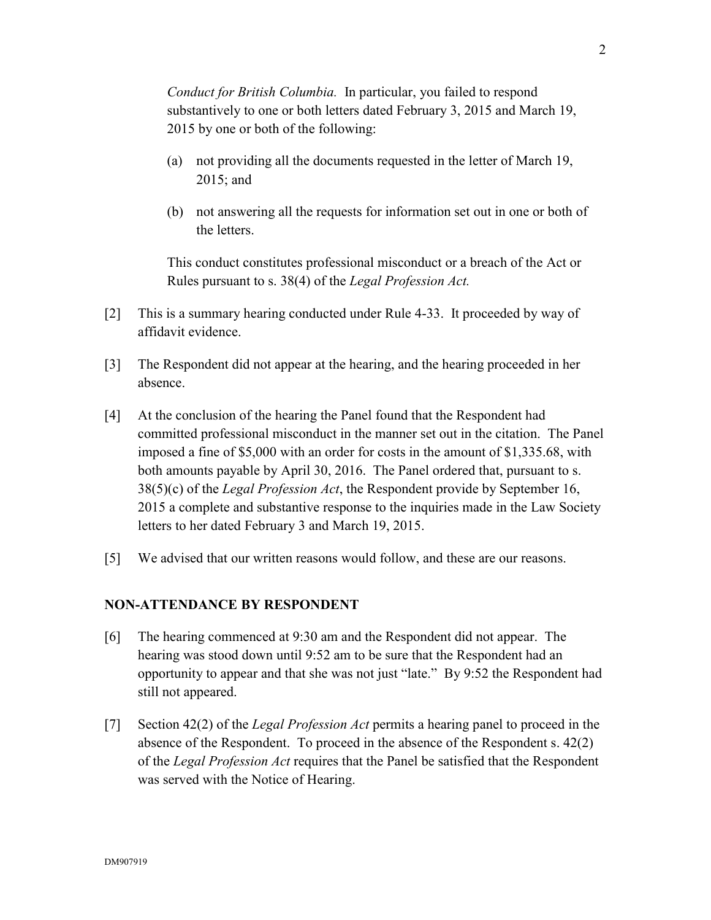*Conduct for British Columbia.* In particular, you failed to respond substantively to one or both letters dated February 3, 2015 and March 19, 2015 by one or both of the following:

(a) not providing all the documents requested in the letter of March 19, 2015; and

(b) not answering all the requests for information set out in one or both of the letters.

This conduct constitutes professional misconduct or a breach of the Act or Rules pursuant to s. 38(4) of the *Legal Profession Act.*

[2] This is a summary hearing conducted under Rule 4-33. It proceeded by way of affidavit evidence.

[3] The Respondent did not appear at the hearing, and the hearing proceeded in her absence.

[4] At the conclusion of the hearing the Panel found that the Respondent had committed professional misconduct in the manner set out in the citation. The Panel imposed a fine of $5,000 with an order for costs in the amount of $1,335.68, with both amounts payable by April 30, 2016. The Panel ordered that, pursuant to s. 38(5)(c) of the *Legal Profession Act*, the Respondent provide by September 16, 2015 a complete and substantive response to the inquiries made in the Law Society letters to her dated February 3 and March 19, 2015.

[5] We advised that our written reasons would follow, and these are our reasons.

## NON-ATTENDANCE BY RESPONDENT

[6] The hearing commenced at 9:30 am and the Respondent did not appear. The hearing was stood down until 9:52 am to be sure that the Respondent had an opportunity to appear and that she was not just "late." By 9:52 the Respondent had still not appeared.

[7] Section 42(2) of the *Legal Profession Act* permits a hearing panel to proceed in the absence of the Respondent. To proceed in the absence of the Respondent s. 42(2) of the *Legal Profession Act* requires that the Panel be satisfied that the Respondent was served with the Notice of Hearing.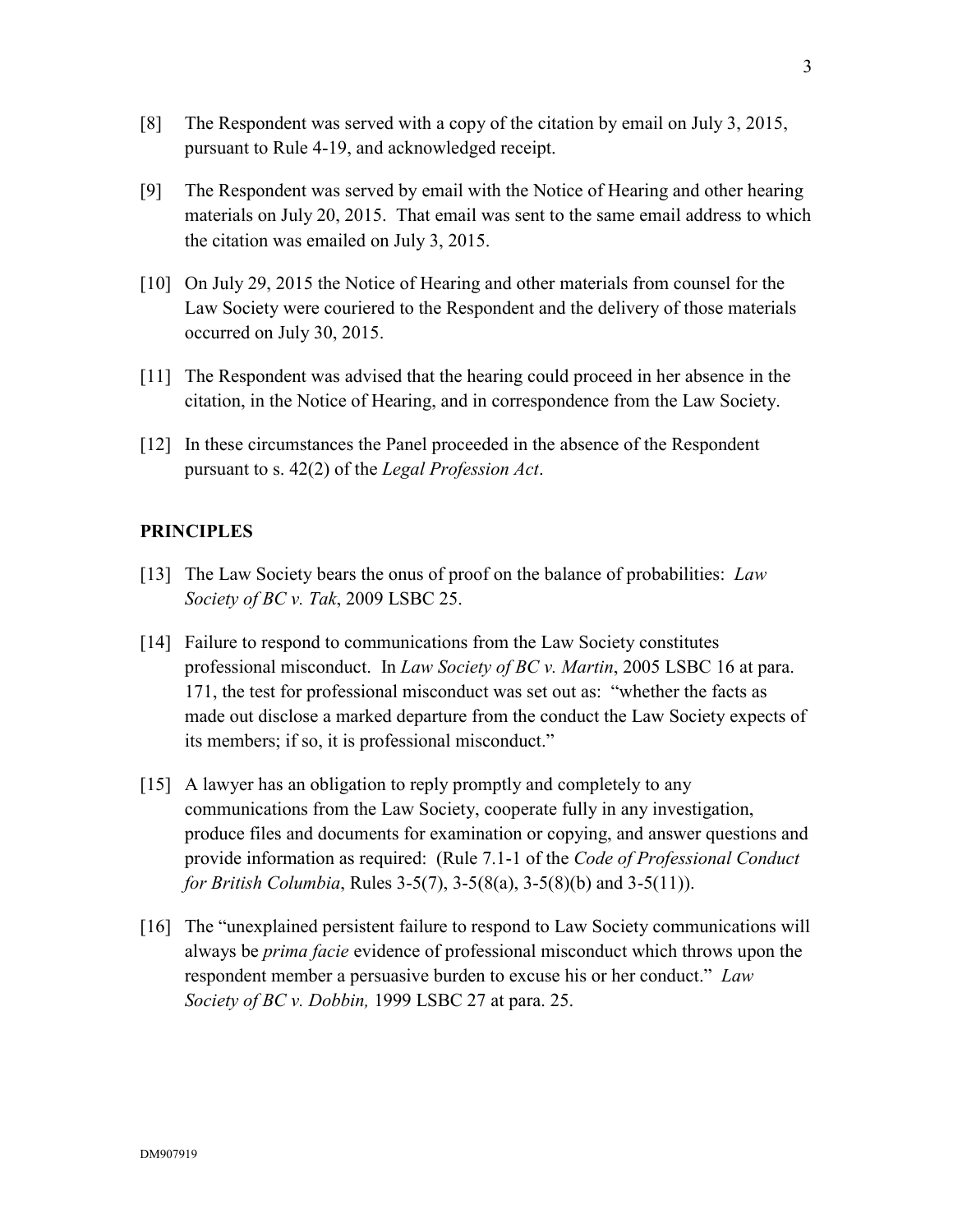[8] The Respondent was served with a copy of the citation by email on July 3, 2015, pursuant to Rule 4-19, and acknowledged receipt.

[9] The Respondent was served by email with the Notice of Hearing and other hearing materials on July 20, 2015. That email was sent to the same email address to which the citation was emailed on July 3, 2015.

[10] On July 29, 2015 the Notice of Hearing and other materials from counsel for the Law Society were couriered to the Respondent and the delivery of those materials occurred on July 30, 2015.

[11] The Respondent was advised that the hearing could proceed in her absence in the citation, in the Notice of Hearing, and in correspondence from the Law Society.

[12] In these circumstances the Panel proceeded in the absence of the Respondent pursuant to s. 42(2) of the *Legal Profession Act*.

## PRINCIPLES

[13] The Law Society bears the onus of proof on the balance of probabilities: *Law Society of BC v. Tak*, 2009 LSBC 25.

[14] Failure to respond to communications from the Law Society constitutes professional misconduct. In *Law Society of BC v. Martin*, 2005 LSBC 16 at para. 171, the test for professional misconduct was set out as: "whether the facts as made out disclose a marked departure from the conduct the Law Society expects of its members; if so, it is professional misconduct."

[15] A lawyer has an obligation to reply promptly and completely to any communications from the Law Society, cooperate fully in any investigation, produce files and documents for examination or copying, and answer questions and provide information as required: (Rule 7.1-1 of the *Code of Professional Conduct for British Columbia*, Rules 3-5(7), 3-5(8(a), 3-5(8)(b) and 3-5(11)).

[16] The "unexplained persistent failure to respond to Law Society communications will always be *prima facie* evidence of professional misconduct which throws upon the respondent member a persuasive burden to excuse his or her conduct." *Law Society of BC v. Dobbin,* 1999 LSBC 27 at para. 25.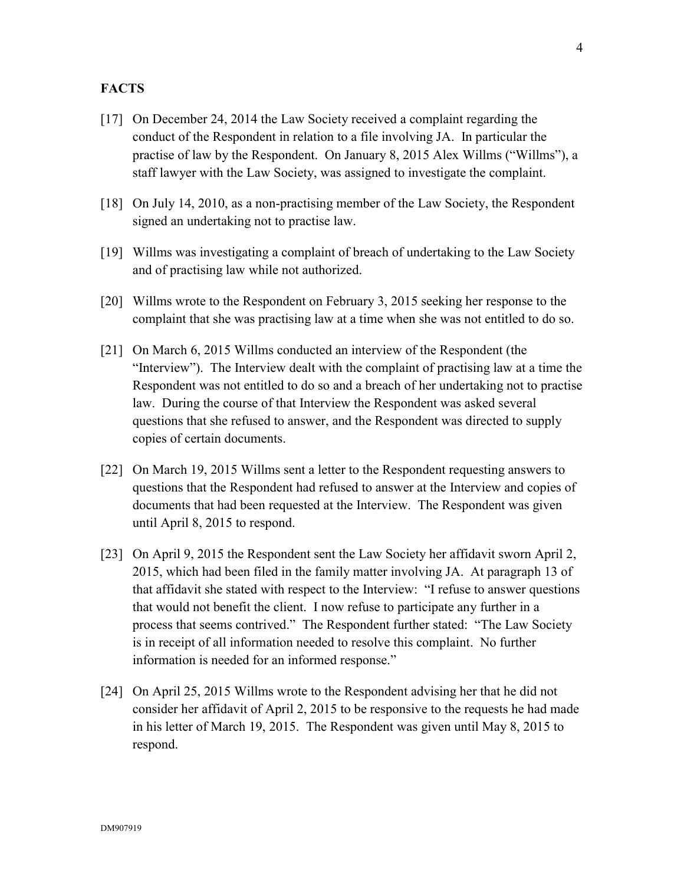**FACTS**

[17] On December 24, 2014 the Law Society received a complaint regarding the conduct of the Respondent in relation to a file involving JA. In particular the practise of law by the Respondent. On January 8, 2015 Alex Willms ("Willms"), a staff lawyer with the Law Society, was assigned to investigate the complaint.

[18] On July 14, 2010, as a non-practising member of the Law Society, the Respondent signed an undertaking not to practise law.

[19] Willms was investigating a complaint of breach of undertaking to the Law Society and of practising law while not authorized.

[20] Willms wrote to the Respondent on February 3, 2015 seeking her response to the complaint that she was practising law at a time when she was not entitled to do so.

[21] On March 6, 2015 Willms conducted an interview of the Respondent (the "Interview"). The Interview dealt with the complaint of practising law at a time the Respondent was not entitled to do so and a breach of her undertaking not to practise law. During the course of that Interview the Respondent was asked several questions that she refused to answer, and the Respondent was directed to supply copies of certain documents.

[22] On March 19, 2015 Willms sent a letter to the Respondent requesting answers to questions that the Respondent had refused to answer at the Interview and copies of documents that had been requested at the Interview. The Respondent was given until April 8, 2015 to respond.

[23] On April 9, 2015 the Respondent sent the Law Society her affidavit sworn April 2, 2015, which had been filed in the family matter involving JA. At paragraph 13 of that affidavit she stated with respect to the Interview: "I refuse to answer questions that would not benefit the client. I now refuse to participate any further in a process that seems contrived." The Respondent further stated: "The Law Society is in receipt of all information needed to resolve this complaint. No further information is needed for an informed response."

[24] On April 25, 2015 Willms wrote to the Respondent advising her that he did not consider her affidavit of April 2, 2015 to be responsive to the requests he had made in his letter of March 19, 2015. The Respondent was given until May 8, 2015 to respond.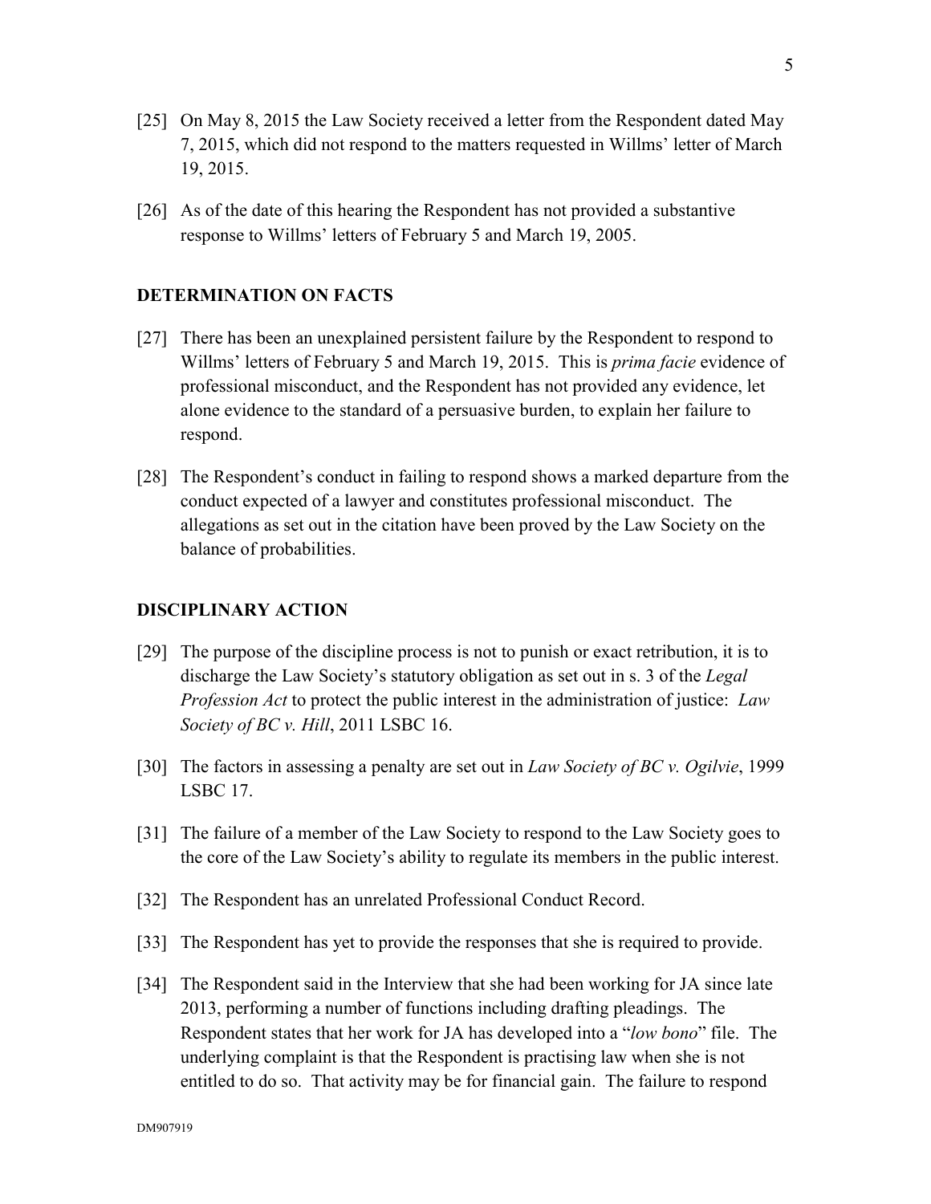[25] On May 8, 2015 the Law Society received a letter from the Respondent dated May 7, 2015, which did not respond to the matters requested in Willms' letter of March 19, 2015.

[26] As of the date of this hearing the Respondent has not provided a substantive response to Willms' letters of February 5 and March 19, 2005.

## DETERMINATION ON FACTS

[27] There has been an unexplained persistent failure by the Respondent to respond to Willms' letters of February 5 and March 19, 2015. This is *prima facie* evidence of professional misconduct, and the Respondent has not provided any evidence, let alone evidence to the standard of a persuasive burden, to explain her failure to respond.

[28] The Respondent's conduct in failing to respond shows a marked departure from the conduct expected of a lawyer and constitutes professional misconduct. The allegations as set out in the citation have been proved by the Law Society on the balance of probabilities.

## DISCIPLINARY ACTION

[29] The purpose of the discipline process is not to punish or exact retribution, it is to discharge the Law Society's statutory obligation as set out in s. 3 of the *Legal Profession Act* to protect the public interest in the administration of justice: *Law Society of BC v. Hill*, 2011 LSBC 16.

[30] The factors in assessing a penalty are set out in *Law Society of BC v. Ogilvie*, 1999 LSBC 17.

[31] The failure of a member of the Law Society to respond to the Law Society goes to the core of the Law Society's ability to regulate its members in the public interest.

[32] The Respondent has an unrelated Professional Conduct Record.

[33] The Respondent has yet to provide the responses that she is required to provide.

[34] The Respondent said in the Interview that she had been working for JA since late 2013, performing a number of functions including drafting pleadings. The Respondent states that her work for JA has developed into a "*low bono*" file. The underlying complaint is that the Respondent is practising law when she is not entitled to do so. That activity may be for financial gain. The failure to respond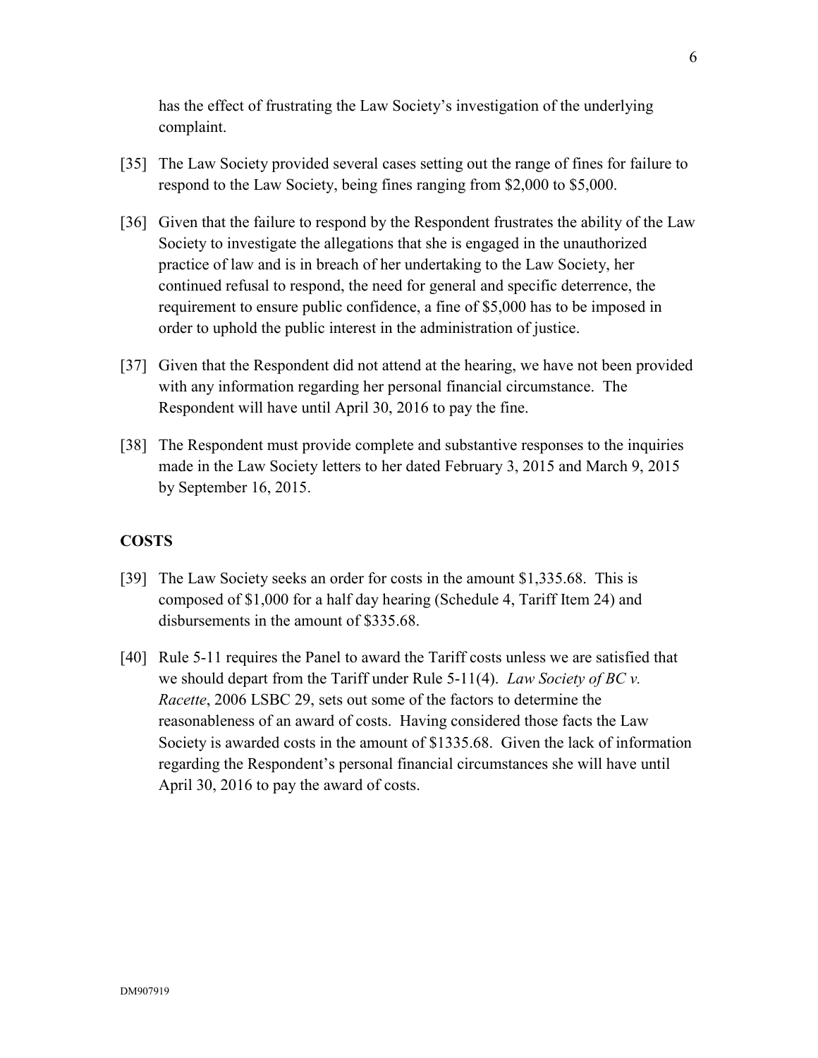has the effect of frustrating the Law Society's investigation of the underlying complaint.

[35] The Law Society provided several cases setting out the range of fines for failure to respond to the Law Society, being fines ranging from $2,000 to $5,000.

[36] Given that the failure to respond by the Respondent frustrates the ability of the Law Society to investigate the allegations that she is engaged in the unauthorized practice of law and is in breach of her undertaking to the Law Society, her continued refusal to respond, the need for general and specific deterrence, the requirement to ensure public confidence, a fine of $5,000 has to be imposed in order to uphold the public interest in the administration of justice.

[37] Given that the Respondent did not attend at the hearing, we have not been provided with any information regarding her personal financial circumstance. The Respondent will have until April 30, 2016 to pay the fine.

[38] The Respondent must provide complete and substantive responses to the inquiries made in the Law Society letters to her dated February 3, 2015 and March 9, 2015 by September 16, 2015.

## COSTS

[39] The Law Society seeks an order for costs in the amount $1,335.68. This is composed of $1,000 for a half day hearing (Schedule 4, Tariff Item 24) and disbursements in the amount of $335.68.

[40] Rule 5-11 requires the Panel to award the Tariff costs unless we are satisfied that we should depart from the Tariff under Rule 5-11(4). *Law Society of BC v. Racette*, 2006 LSBC 29, sets out some of the factors to determine the reasonableness of an award of costs. Having considered those facts the Law Society is awarded costs in the amount of $1335.68. Given the lack of information regarding the Respondent's personal financial circumstances she will have until April 30, 2016 to pay the award of costs.